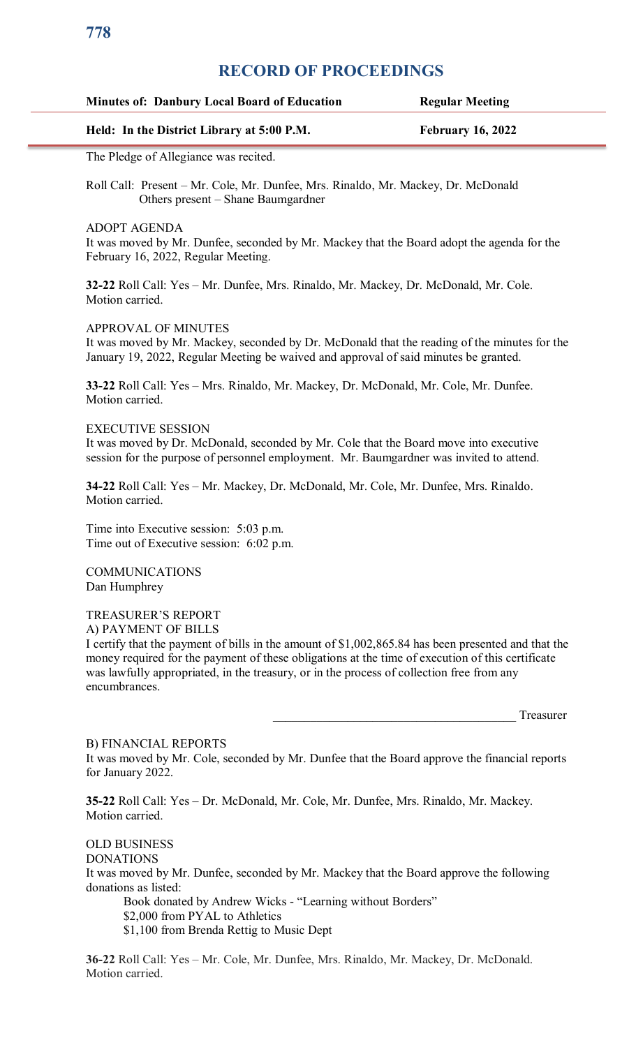# RECORD OF PROCEEDINGS

**Minutes of: Danbury Local Board of Education** **Regular Meeting**

**Held: In the District Library at 5:00 P.M.** **February 16, 2022**

The Pledge of Allegiance was recited.

Roll Call: Present – Mr. Cole, Mr. Dunfee, Mrs. Rinaldo, Mr. Mackey, Dr. McDonald
Others present – Shane Baumgardner

ADOPT AGENDA
It was moved by Mr. Dunfee, seconded by Mr. Mackey that the Board adopt the agenda for the February 16, 2022, Regular Meeting.

**32-22** Roll Call: Yes – Mr. Dunfee, Mrs. Rinaldo, Mr. Mackey, Dr. McDonald, Mr. Cole.
Motion carried.

APPROVAL OF MINUTES
It was moved by Mr. Mackey, seconded by Dr. McDonald that the reading of the minutes for the January 19, 2022, Regular Meeting be waived and approval of said minutes be granted.

**33-22** Roll Call: Yes – Mrs. Rinaldo, Mr. Mackey, Dr. McDonald, Mr. Cole, Mr. Dunfee.
Motion carried.

EXECUTIVE SESSION
It was moved by Dr. McDonald, seconded by Mr. Cole that the Board move into executive session for the purpose of personnel employment. Mr. Baumgardner was invited to attend.

**34-22** Roll Call: Yes – Mr. Mackey, Dr. McDonald, Mr. Cole, Mr. Dunfee, Mrs. Rinaldo.
Motion carried.

Time into Executive session: 5:03 p.m.
Time out of Executive session: 6:02 p.m.

COMMUNICATIONS
Dan Humphrey

TREASURER'S REPORT
A) PAYMENT OF BILLS
I certify that the payment of bills in the amount of $1,002,865.84 has been presented and that the money required for the payment of these obligations at the time of execution of this certificate was lawfully appropriated, in the treasury, or in the process of collection free from any encumbrances.

\_\_\_\_\_\_\_\_\_\_\_\_\_\_\_\_\_\_\_\_\_\_\_\_\_\_\_\_\_\_\_\_\_\_\_\_\_\_ Treasurer

B) FINANCIAL REPORTS
It was moved by Mr. Cole, seconded by Mr. Dunfee that the Board approve the financial reports for January 2022.

**35-22** Roll Call: Yes – Dr. McDonald, Mr. Cole, Mr. Dunfee, Mrs. Rinaldo, Mr. Mackey.
Motion carried.

OLD BUSINESS
DONATIONS
It was moved by Mr. Dunfee, seconded by Mr. Mackey that the Board approve the following donations as listed:

- Book donated by Andrew Wicks - "Learning without Borders"
- $2,000 from PYAL to Athletics
- $1,100 from Brenda Rettig to Music Dept

**36-22** Roll Call: Yes – Mr. Cole, Mr. Dunfee, Mrs. Rinaldo, Mr. Mackey, Dr. McDonald.
Motion carried.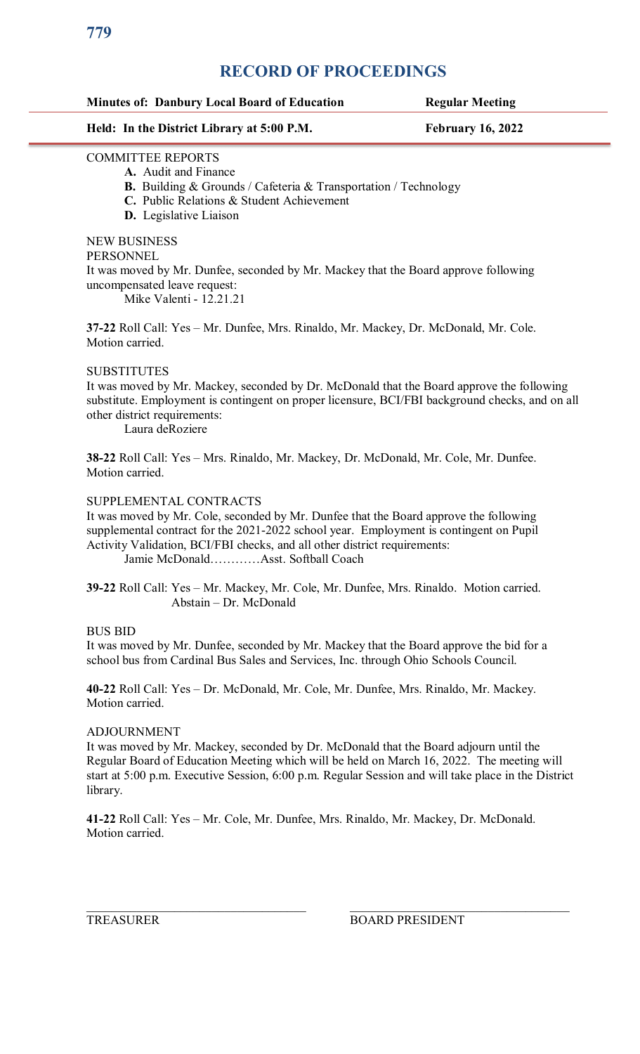COMMITTEE REPORTS

- **A.** Audit and Finance
- **B.** Building & Grounds / Cafeteria & Transportation / Technology
- **C.** Public Relations & Student Achievement
- **D.** Legislative Liaison

NEW BUSINESS

PERSONNEL

It was moved by Mr. Dunfee, seconded by Mr. Mackey that the Board approve following uncompensated leave request:

Mike Valenti - 12.21.21

**37-22** Roll Call: Yes – Mr. Dunfee, Mrs. Rinaldo, Mr. Mackey, Dr. McDonald, Mr. Cole. Motion carried.

SUBSTITUTES

It was moved by Mr. Mackey, seconded by Dr. McDonald that the Board approve the following substitute. Employment is contingent on proper licensure, BCI/FBI background checks, and on all other district requirements:

Laura deRoziere

**38-22** Roll Call: Yes – Mrs. Rinaldo, Mr. Mackey, Dr. McDonald, Mr. Cole, Mr. Dunfee. Motion carried.

SUPPLEMENTAL CONTRACTS

It was moved by Mr. Cole, seconded by Mr. Dunfee that the Board approve the following supplemental contract for the 2021-2022 school year. Employment is contingent on Pupil Activity Validation, BCI/FBI checks, and all other district requirements:

Jamie McDonald…………Asst. Softball Coach

**39-22** Roll Call: Yes – Mr. Mackey, Mr. Cole, Mr. Dunfee, Mrs. Rinaldo. Motion carried.
Abstain – Dr. McDonald

BUS BID

It was moved by Mr. Dunfee, seconded by Mr. Mackey that the Board approve the bid for a school bus from Cardinal Bus Sales and Services, Inc. through Ohio Schools Council.

**40-22** Roll Call: Yes – Dr. McDonald, Mr. Cole, Mr. Dunfee, Mrs. Rinaldo, Mr. Mackey. Motion carried.

ADJOURNMENT

It was moved by Mr. Mackey, seconded by Dr. McDonald that the Board adjourn until the Regular Board of Education Meeting which will be held on March 16, 2022. The meeting will start at 5:00 p.m. Executive Session, 6:00 p.m. Regular Session and will take place in the District library.

**41-22** Roll Call: Yes – Mr. Cole, Mr. Dunfee, Mrs. Rinaldo, Mr. Mackey, Dr. McDonald. Motion carried.

\_\_\_\_\_\_\_\_\_\_\_\_\_\_\_\_\_\_\_\_\_\_\_\_\_\_\_\_\_\_ \_\_\_\_\_\_\_\_\_\_\_\_\_\_\_\_\_\_\_\_\_\_\_\_\_\_\_\_\_\_

TREASURER BOARD PRESIDENT